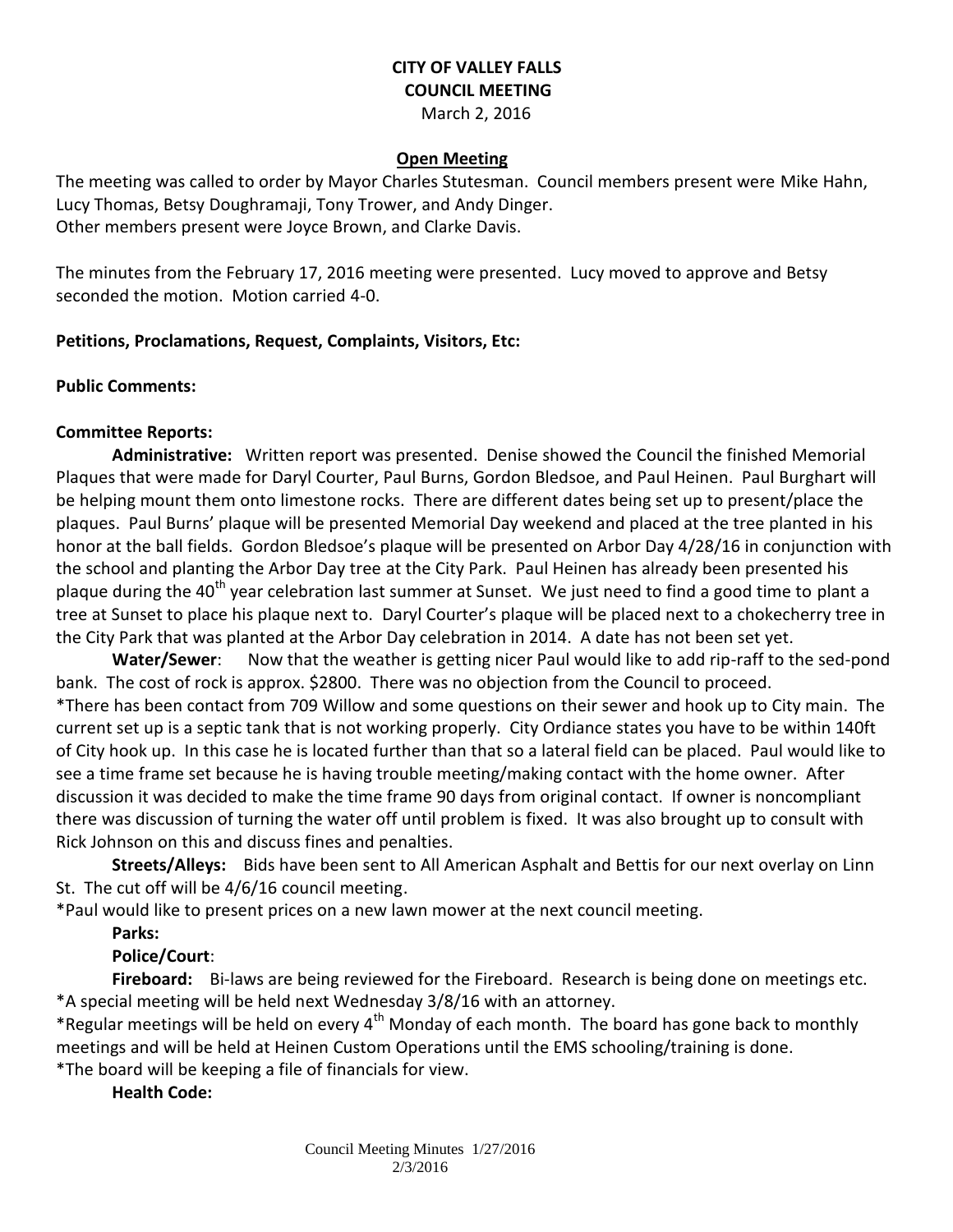# CITY OF VALLEY FALLS
## COUNCIL MEETING
March 2, 2016

### Open Meeting

The meeting was called to order by Mayor Charles Stutesman. Council members present were Mike Hahn, Lucy Thomas, Betsy Doughramaji, Tony Trower, and Andy Dinger.
Other members present were Joyce Brown, and Clarke Davis.

The minutes from the February 17, 2016 meeting were presented. Lucy moved to approve and Betsy seconded the motion. Motion carried 4-0.

**Petitions, Proclamations, Request, Complaints, Visitors, Etc:**

**Public Comments:**

**Committee Reports:**

**Administrative:** Written report was presented. Denise showed the Council the finished Memorial Plaques that were made for Daryl Courter, Paul Burns, Gordon Bledsoe, and Paul Heinen. Paul Burghart will be helping mount them onto limestone rocks. There are different dates being set up to present/place the plaques. Paul Burns' plaque will be presented Memorial Day weekend and placed at the tree planted in his honor at the ball fields. Gordon Bledsoe's plaque will be presented on Arbor Day 4/28/16 in conjunction with the school and planting the Arbor Day tree at the City Park. Paul Heinen has already been presented his plaque during the 40th year celebration last summer at Sunset. We just need to find a good time to plant a tree at Sunset to place his plaque next to. Daryl Courter's plaque will be placed next to a chokecherry tree in the City Park that was planted at the Arbor Day celebration in 2014. A date has not been set yet.

**Water/Sewer**: Now that the weather is getting nicer Paul would like to add rip-raff to the sed-pond bank. The cost of rock is approx. $2800. There was no objection from the Council to proceed.
*There has been contact from 709 Willow and some questions on their sewer and hook up to City main. The current set up is a septic tank that is not working properly. City Ordiance states you have to be within 140ft of City hook up. In this case he is located further than that so a lateral field can be placed. Paul would like to see a time frame set because he is having trouble meeting/making contact with the home owner. After discussion it was decided to make the time frame 90 days from original contact. If owner is noncompliant there was discussion of turning the water off until problem is fixed. It was also brought up to consult with Rick Johnson on this and discuss fines and penalties.

**Streets/Alleys:** Bids have been sent to All American Asphalt and Bettis for our next overlay on Linn St. The cut off will be 4/6/16 council meeting.
*Paul would like to present prices on a new lawn mower at the next council meeting.

**Parks:**

**Police/Court**:

**Fireboard:** Bi-laws are being reviewed for the Fireboard. Research is being done on meetings etc.
*A special meeting will be held next Wednesday 3/8/16 with an attorney.
*Regular meetings will be held on every 4th Monday of each month. The board has gone back to monthly meetings and will be held at Heinen Custom Operations until the EMS schooling/training is done.
*The board will be keeping a file of financials for view.

**Health Code:**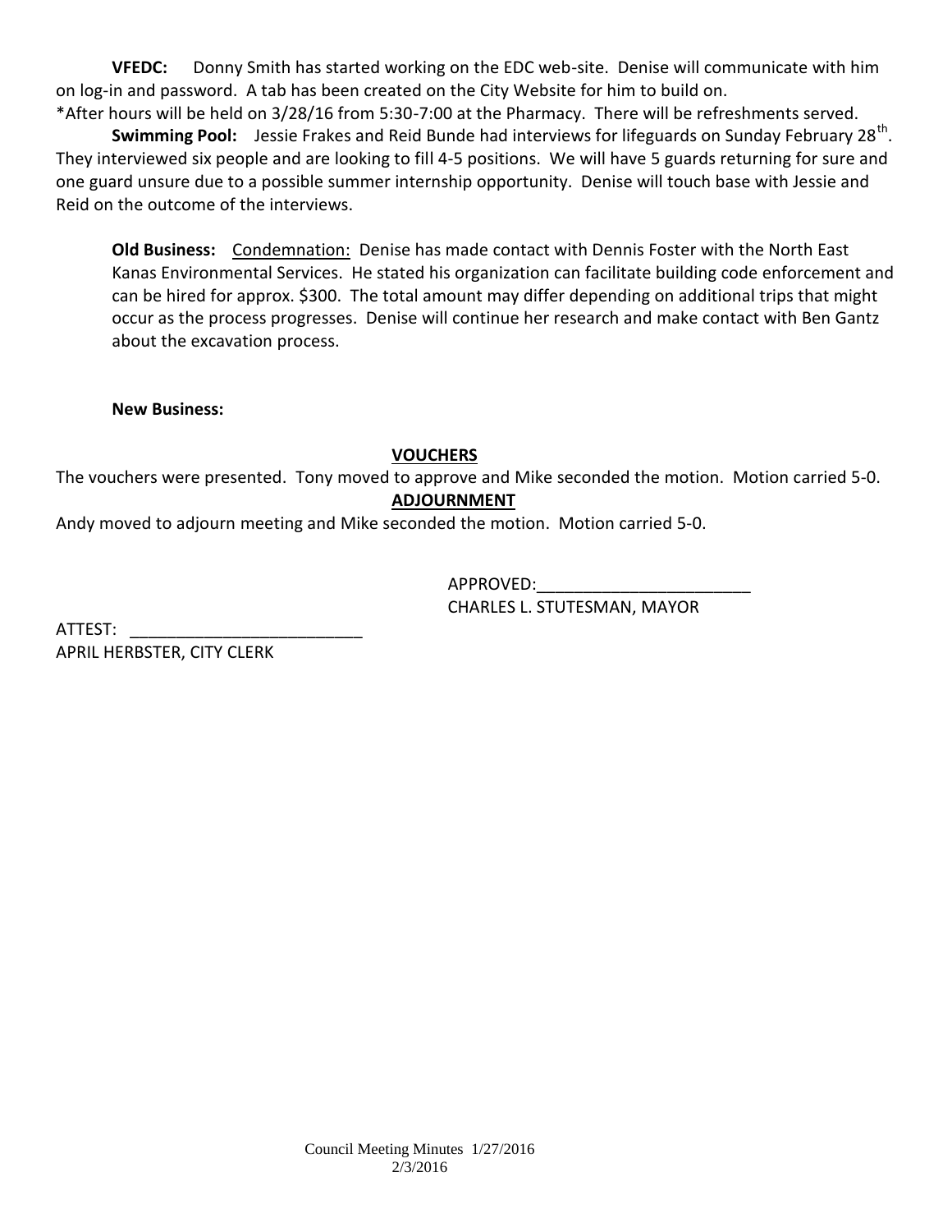**VFEDC:** Donny Smith has started working on the EDC web-site. Denise will communicate with him on log-in and password. A tab has been created on the City Website for him to build on.

*After hours will be held on 3/28/16 from 5:30-7:00 at the Pharmacy. There will be refreshments served.

**Swimming Pool:** Jessie Frakes and Reid Bunde had interviews for lifeguards on Sunday February 28th. They interviewed six people and are looking to fill 4-5 positions. We will have 5 guards returning for sure and one guard unsure due to a possible summer internship opportunity. Denise will touch base with Jessie and Reid on the outcome of the interviews.

**Old Business:** Condemnation: Denise has made contact with Dennis Foster with the North East Kanas Environmental Services. He stated his organization can facilitate building code enforcement and can be hired for approx. $300. The total amount may differ depending on additional trips that might occur as the process progresses. Denise will continue her research and make contact with Ben Gantz about the excavation process.

**New Business:**

## VOUCHERS

The vouchers were presented. Tony moved to approve and Mike seconded the motion. Motion carried 5-0.

## ADJOURNMENT

Andy moved to adjourn meeting and Mike seconded the motion. Motion carried 5-0.

APPROVED:_______________________
CHARLES L. STUTESMAN, MAYOR

ATTEST: _________________________
APRIL HERBSTER, CITY CLERK

Council Meeting Minutes 1/27/2016
2/3/2016